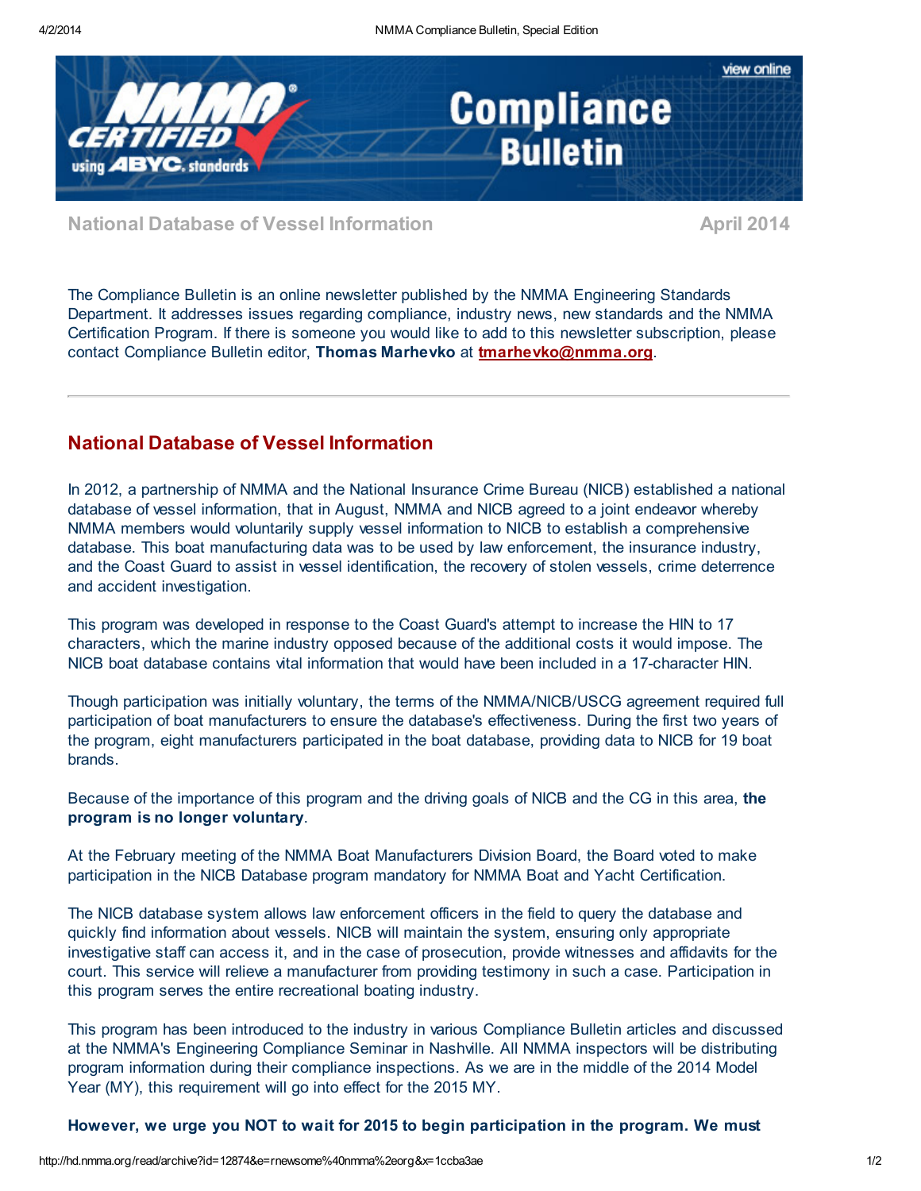Compliance Bulletin

National Database of Vessel Information — April 2014

The Compliance Bulletin is an online newsletter published by the NMMA Engineering Standards Department. It addresses issues regarding compliance, industry news, new standards and the NMMA Certification Program. If there is someone you would like to add to this newsletter subscription, please contact Compliance Bulletin editor, **Thomas Marhevko** at tmarhevko@nmma.org.

---

## National Database of Vessel Information

In 2012, a partnership of NMMA and the National Insurance Crime Bureau (NICB) established a national database of vessel information, that in August, NMMA and NICB agreed to a joint endeavor whereby NMMA members would voluntarily supply vessel information to NICB to establish a comprehensive database. This boat manufacturing data was to be used by law enforcement, the insurance industry, and the Coast Guard to assist in vessel identification, the recovery of stolen vessels, crime deterrence and accident investigation.

This program was developed in response to the Coast Guard's attempt to increase the HIN to 17 characters, which the marine industry opposed because of the additional costs it would impose. The NICB boat database contains vital information that would have been included in a 17-character HIN.

Though participation was initially voluntary, the terms of the NMMA/NICB/USCG agreement required full participation of boat manufacturers to ensure the database's effectiveness. During the first two years of the program, eight manufacturers participated in the boat database, providing data to NICB for 19 boat brands.

Because of the importance of this program and the driving goals of NICB and the CG in this area, **the program is no longer voluntary**.

At the February meeting of the NMMA Boat Manufacturers Division Board, the Board voted to make participation in the NICB Database program mandatory for NMMA Boat and Yacht Certification.

The NICB database system allows law enforcement officers in the field to query the database and quickly find information about vessels. NICB will maintain the system, ensuring only appropriate investigative staff can access it, and in the case of prosecution, provide witnesses and affidavits for the court. This service will relieve a manufacturer from providing testimony in such a case. Participation in this program serves the entire recreational boating industry.

This program has been introduced to the industry in various Compliance Bulletin articles and discussed at the NMMA's Engineering Compliance Seminar in Nashville. All NMMA inspectors will be distributing program information during their compliance inspections. As we are in the middle of the 2014 Model Year (MY), this requirement will go into effect for the 2015 MY.

**However, we urge you NOT to wait for 2015 to begin participation in the program. We must**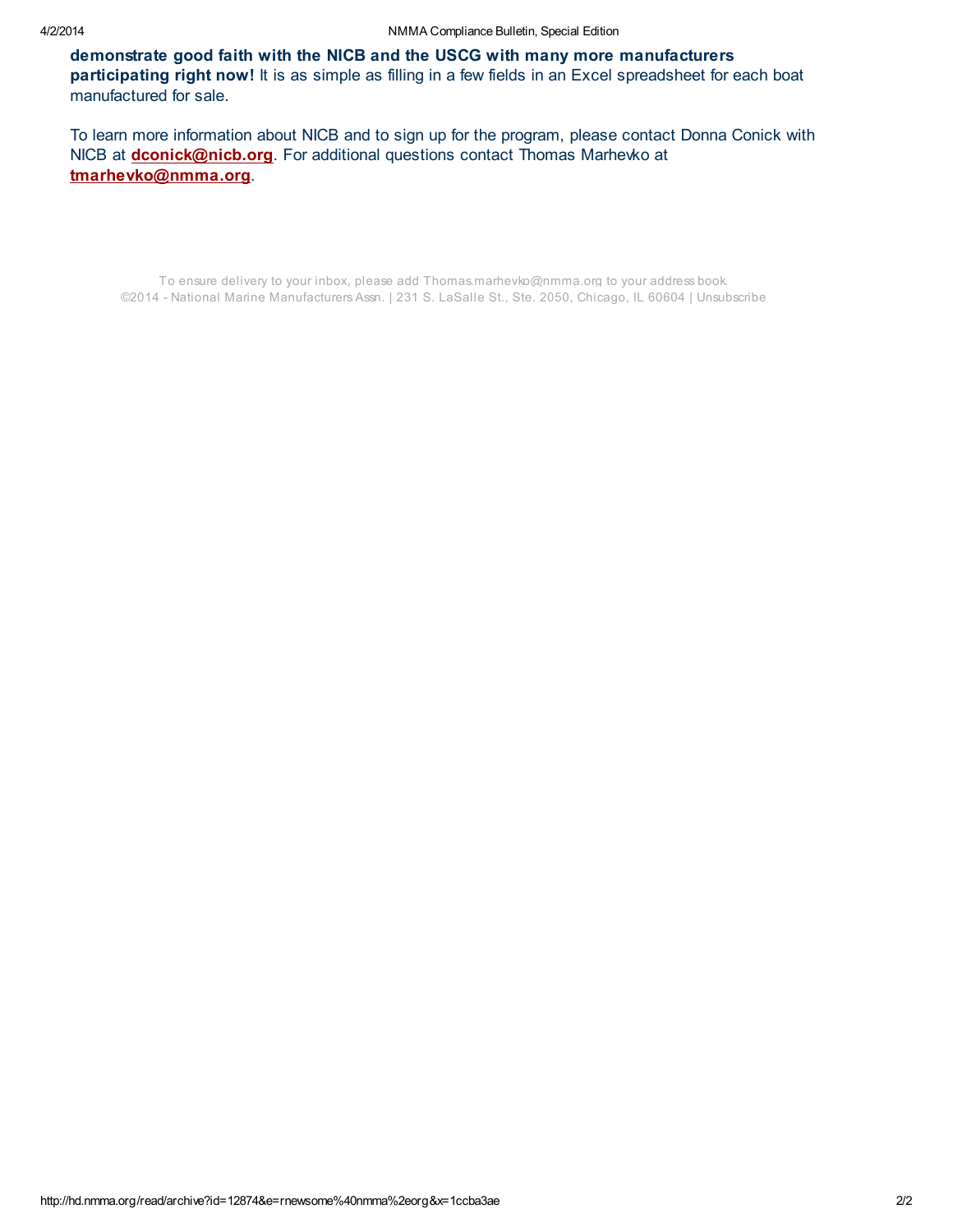**demonstrate good faith with the NICB and the USCG with many more manufacturers participating right now!** It is as simple as filling in a few fields in an Excel spreadsheet for each boat manufactured for sale.

To learn more information about NICB and to sign up for the program, please contact Donna Conick with NICB at **dconick@nicb.org**. For additional questions contact Thomas Marhevko at **tmarhevko@nmma.org**.

To ensure delivery to your inbox, please add Thomas.marhevko@nmma.org to your address book.
©2014 - National Marine Manufacturers Assn. | 231 S. LaSalle St., Ste. 2050, Chicago, IL 60604 | Unsubscribe